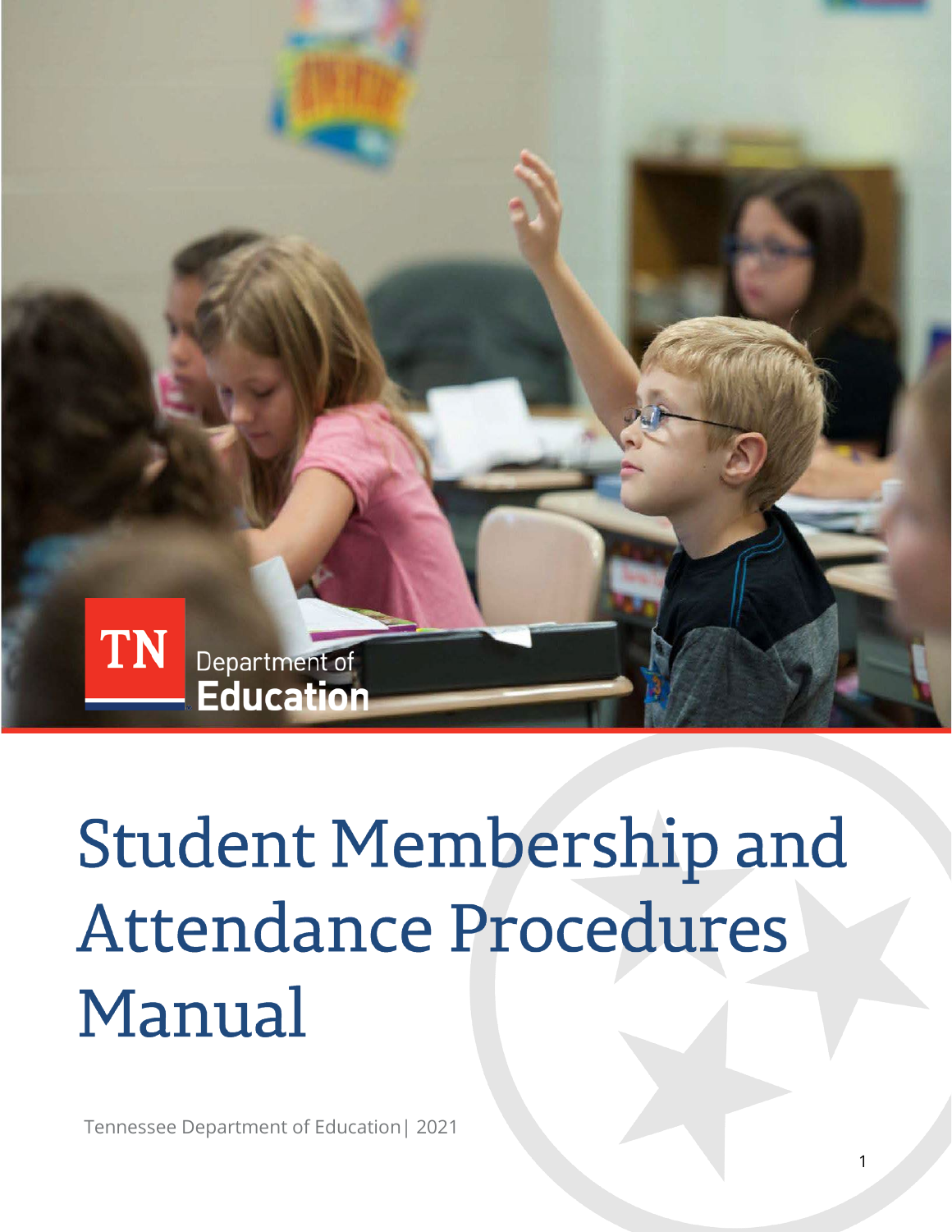TN Department of Education

# Student Membership and Attendance Procedures Manual

Tennessee Department of Education | 2021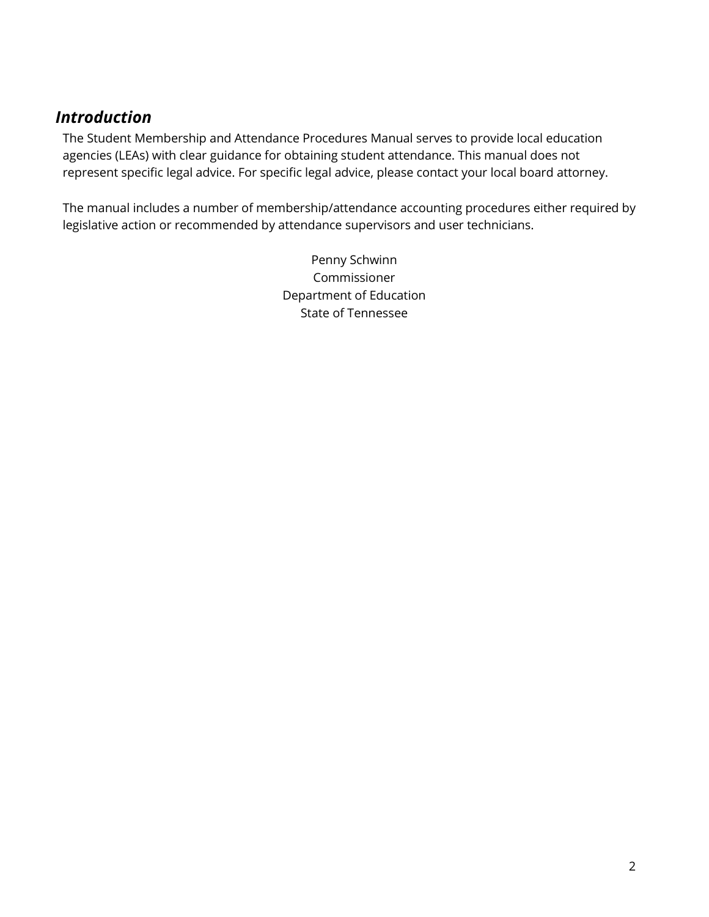## *Introduction*

The Student Membership and Attendance Procedures Manual serves to provide local education agencies (LEAs) with clear guidance for obtaining student attendance. This manual does not represent specific legal advice. For specific legal advice, please contact your local board attorney.

The manual includes a number of membership/attendance accounting procedures either required by legislative action or recommended by attendance supervisors and user technicians.

Penny Schwinn
Commissioner
Department of Education
State of Tennessee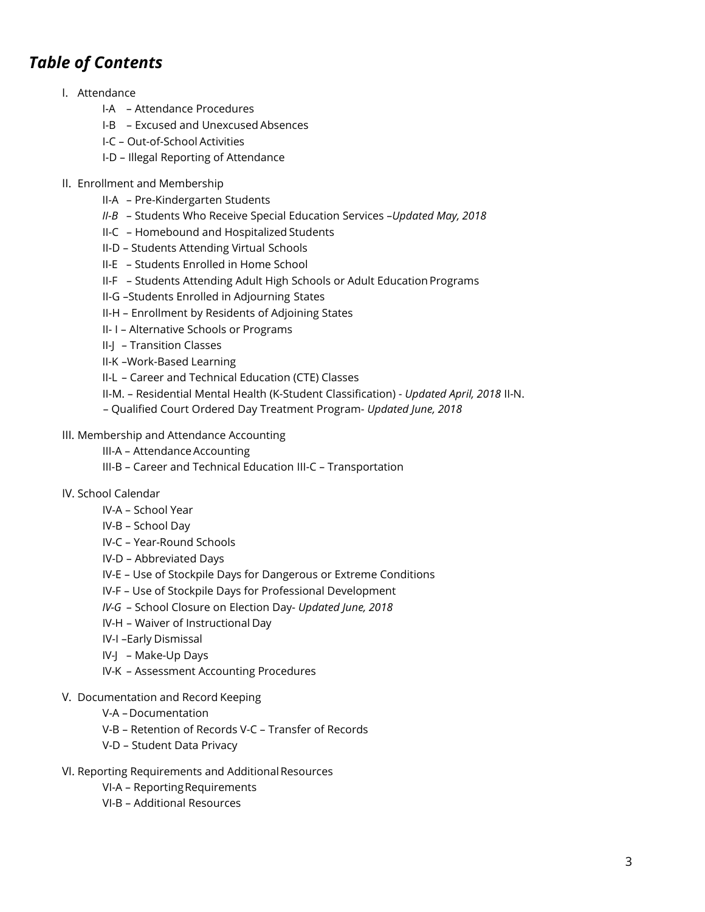## *Table of Contents*

I. Attendance

- I-A – Attendance Procedures
- I-B – Excused and Unexcused Absences
- I-C – Out-of-School Activities
- I-D – Illegal Reporting of Attendance

II. Enrollment and Membership

- II-A – Pre-Kindergarten Students
- *II-B* – Students Who Receive Special Education Services –*Updated May, 2018*
- II-C – Homebound and Hospitalized Students
- II-D – Students Attending Virtual Schools
- II-E – Students Enrolled in Home School
- II-F – Students Attending Adult High Schools or Adult Education Programs
- II-G –Students Enrolled in Adjourning States
- II-H – Enrollment by Residents of Adjoining States
- II- I – Alternative Schools or Programs
- II-J – Transition Classes
- II-K –Work-Based Learning
- II-L – Career and Technical Education (CTE) Classes
- II-M. – Residential Mental Health (K-Student Classification) - *Updated April, 2018* II-N. – Qualified Court Ordered Day Treatment Program- *Updated June, 2018*

III. Membership and Attendance Accounting

- III-A – Attendance Accounting
- III-B – Career and Technical Education III-C – Transportation

IV. School Calendar

- IV-A – School Year
- IV-B – School Day
- IV-C – Year-Round Schools
- IV-D – Abbreviated Days
- IV-E – Use of Stockpile Days for Dangerous or Extreme Conditions
- IV-F – Use of Stockpile Days for Professional Development
- *IV-G* – School Closure on Election Day- *Updated June, 2018*
- IV-H – Waiver of Instructional Day
- IV-I –Early Dismissal
- IV-J – Make-Up Days
- IV-K – Assessment Accounting Procedures

V. Documentation and Record Keeping

- V-A – Documentation
- V-B – Retention of Records V-C – Transfer of Records
- V-D – Student Data Privacy

VI. Reporting Requirements and Additional Resources

- VI-A – Reporting Requirements
- VI-B – Additional Resources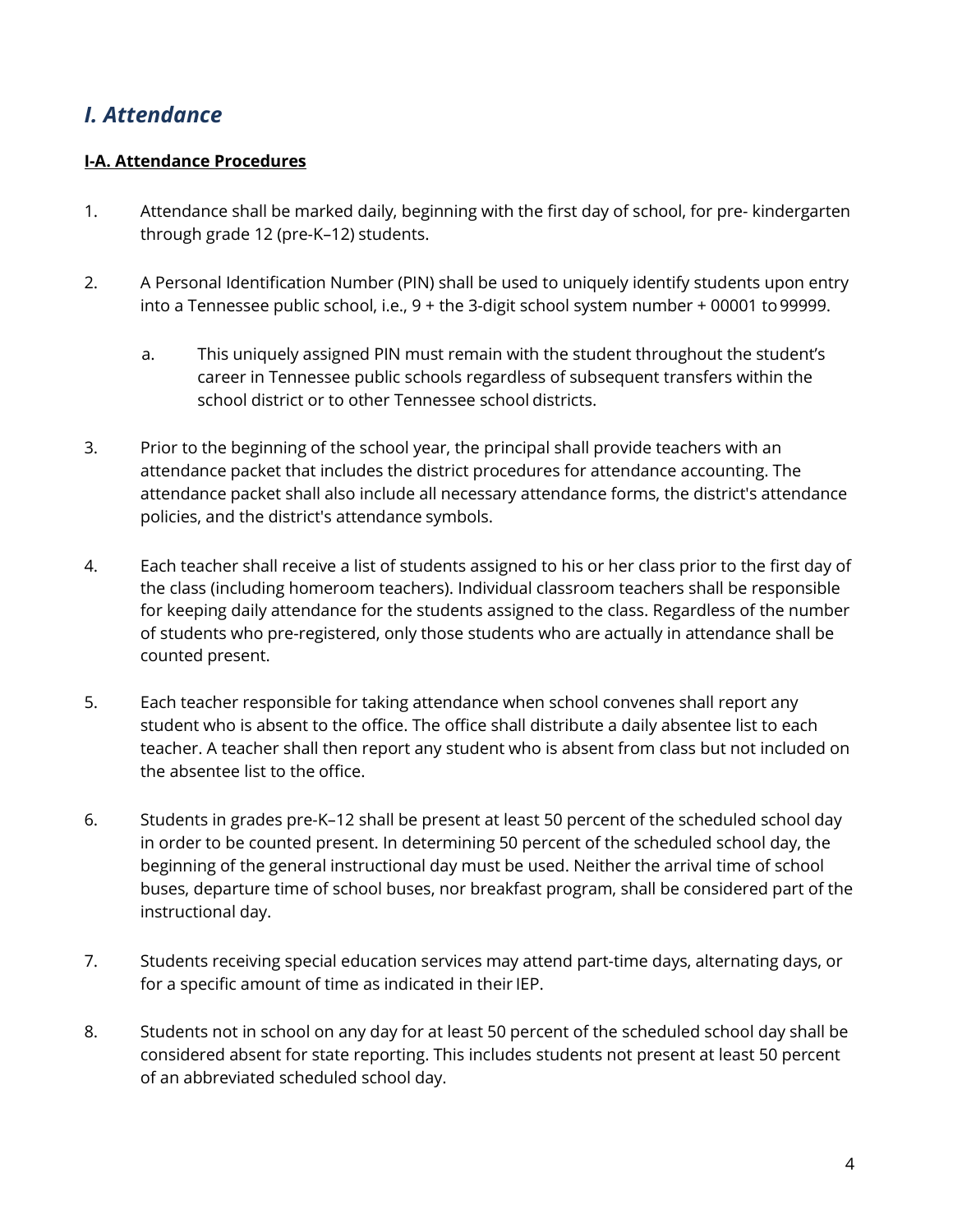## *I. Attendance*

### I-A. Attendance Procedures

1. Attendance shall be marked daily, beginning with the first day of school, for pre- kindergarten through grade 12 (pre-K–12) students.

2. A Personal Identification Number (PIN) shall be used to uniquely identify students upon entry into a Tennessee public school, i.e., 9 + the 3-digit school system number + 00001 to 99999.

    a. This uniquely assigned PIN must remain with the student throughout the student's career in Tennessee public schools regardless of subsequent transfers within the school district or to other Tennessee school districts.

3. Prior to the beginning of the school year, the principal shall provide teachers with an attendance packet that includes the district procedures for attendance accounting. The attendance packet shall also include all necessary attendance forms, the district's attendance policies, and the district's attendance symbols.

4. Each teacher shall receive a list of students assigned to his or her class prior to the first day of the class (including homeroom teachers). Individual classroom teachers shall be responsible for keeping daily attendance for the students assigned to the class. Regardless of the number of students who pre-registered, only those students who are actually in attendance shall be counted present.

5. Each teacher responsible for taking attendance when school convenes shall report any student who is absent to the office. The office shall distribute a daily absentee list to each teacher. A teacher shall then report any student who is absent from class but not included on the absentee list to the office.

6. Students in grades pre-K–12 shall be present at least 50 percent of the scheduled school day in order to be counted present. In determining 50 percent of the scheduled school day, the beginning of the general instructional day must be used. Neither the arrival time of school buses, departure time of school buses, nor breakfast program, shall be considered part of the instructional day.

7. Students receiving special education services may attend part-time days, alternating days, or for a specific amount of time as indicated in their IEP.

8. Students not in school on any day for at least 50 percent of the scheduled school day shall be considered absent for state reporting. This includes students not present at least 50 percent of an abbreviated scheduled school day.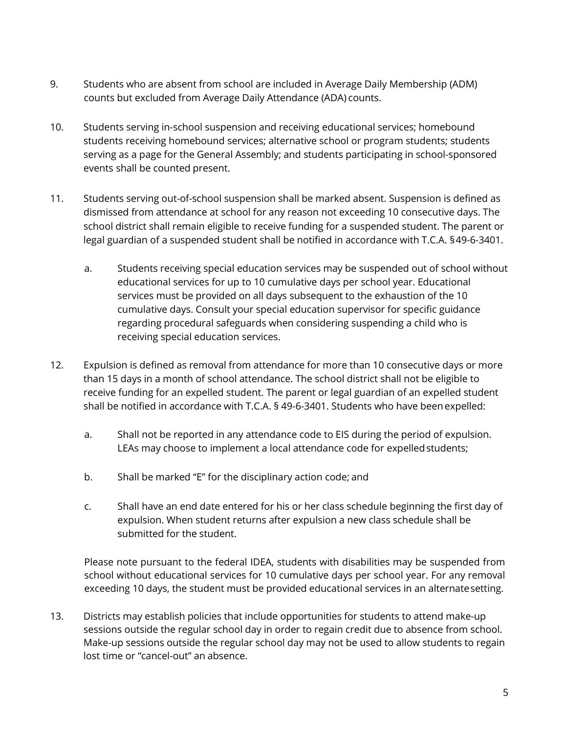9. Students who are absent from school are included in Average Daily Membership (ADM) counts but excluded from Average Daily Attendance (ADA) counts.

10. Students serving in-school suspension and receiving educational services; homebound students receiving homebound services; alternative school or program students; students serving as a page for the General Assembly; and students participating in school-sponsored events shall be counted present.

11. Students serving out-of-school suspension shall be marked absent. Suspension is defined as dismissed from attendance at school for any reason not exceeding 10 consecutive days. The school district shall remain eligible to receive funding for a suspended student. The parent or legal guardian of a suspended student shall be notified in accordance with T.C.A. § 49-6-3401.

    a. Students receiving special education services may be suspended out of school without educational services for up to 10 cumulative days per school year. Educational services must be provided on all days subsequent to the exhaustion of the 10 cumulative days. Consult your special education supervisor for specific guidance regarding procedural safeguards when considering suspending a child who is receiving special education services.

12. Expulsion is defined as removal from attendance for more than 10 consecutive days or more than 15 days in a month of school attendance. The school district shall not be eligible to receive funding for an expelled student. The parent or legal guardian of an expelled student shall be notified in accordance with T.C.A. § 49-6-3401. Students who have been expelled:

    a. Shall not be reported in any attendance code to EIS during the period of expulsion. LEAs may choose to implement a local attendance code for expelled students;

    b. Shall be marked "E" for the disciplinary action code; and

    c. Shall have an end date entered for his or her class schedule beginning the first day of expulsion. When student returns after expulsion a new class schedule shall be submitted for the student.

    Please note pursuant to the federal IDEA, students with disabilities may be suspended from school without educational services for 10 cumulative days per school year. For any removal exceeding 10 days, the student must be provided educational services in an alternate setting.

13. Districts may establish policies that include opportunities for students to attend make-up sessions outside the regular school day in order to regain credit due to absence from school. Make-up sessions outside the regular school day may not be used to allow students to regain lost time or "cancel-out" an absence.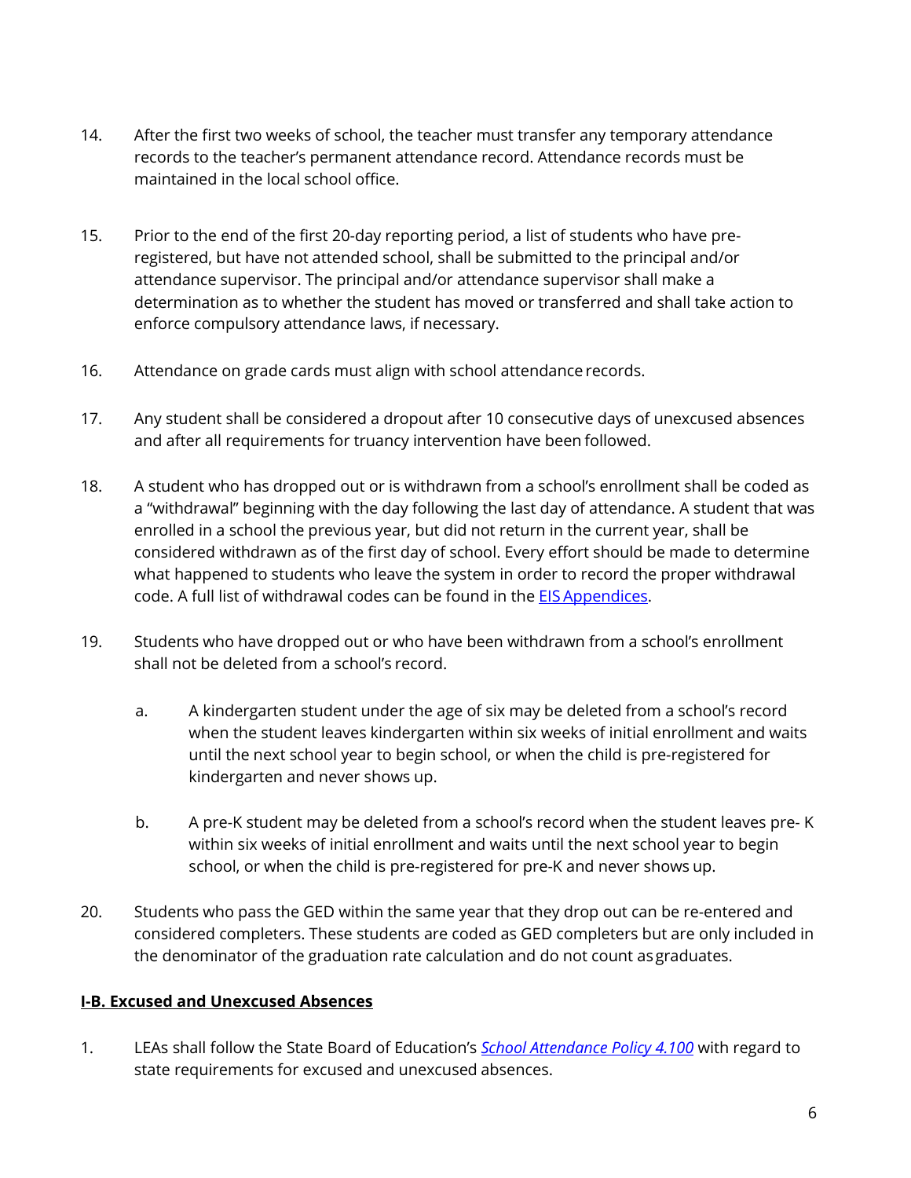14. After the first two weeks of school, the teacher must transfer any temporary attendance records to the teacher's permanent attendance record. Attendance records must be maintained in the local school office.

15. Prior to the end of the first 20-day reporting period, a list of students who have pre-registered, but have not attended school, shall be submitted to the principal and/or attendance supervisor. The principal and/or attendance supervisor shall make a determination as to whether the student has moved or transferred and shall take action to enforce compulsory attendance laws, if necessary.

16. Attendance on grade cards must align with school attendance records.

17. Any student shall be considered a dropout after 10 consecutive days of unexcused absences and after all requirements for truancy intervention have been followed.

18. A student who has dropped out or is withdrawn from a school's enrollment shall be coded as a "withdrawal" beginning with the day following the last day of attendance. A student that was enrolled in a school the previous year, but did not return in the current year, shall be considered withdrawn as of the first day of school. Every effort should be made to determine what happened to students who leave the system in order to record the proper withdrawal code. A full list of withdrawal codes can be found in the EIS Appendices.

19. Students who have dropped out or who have been withdrawn from a school's enrollment shall not be deleted from a school's record.

    a. A kindergarten student under the age of six may be deleted from a school's record when the student leaves kindergarten within six weeks of initial enrollment and waits until the next school year to begin school, or when the child is pre-registered for kindergarten and never shows up.

    b. A pre-K student may be deleted from a school's record when the student leaves pre- K within six weeks of initial enrollment and waits until the next school year to begin school, or when the child is pre-registered for pre-K and never shows up.

20. Students who pass the GED within the same year that they drop out can be re-entered and considered completers. These students are coded as GED completers but are only included in the denominator of the graduation rate calculation and do not count as graduates.

**I-B. Excused and Unexcused Absences**

1. LEAs shall follow the State Board of Education's *School Attendance Policy 4.100* with regard to state requirements for excused and unexcused absences.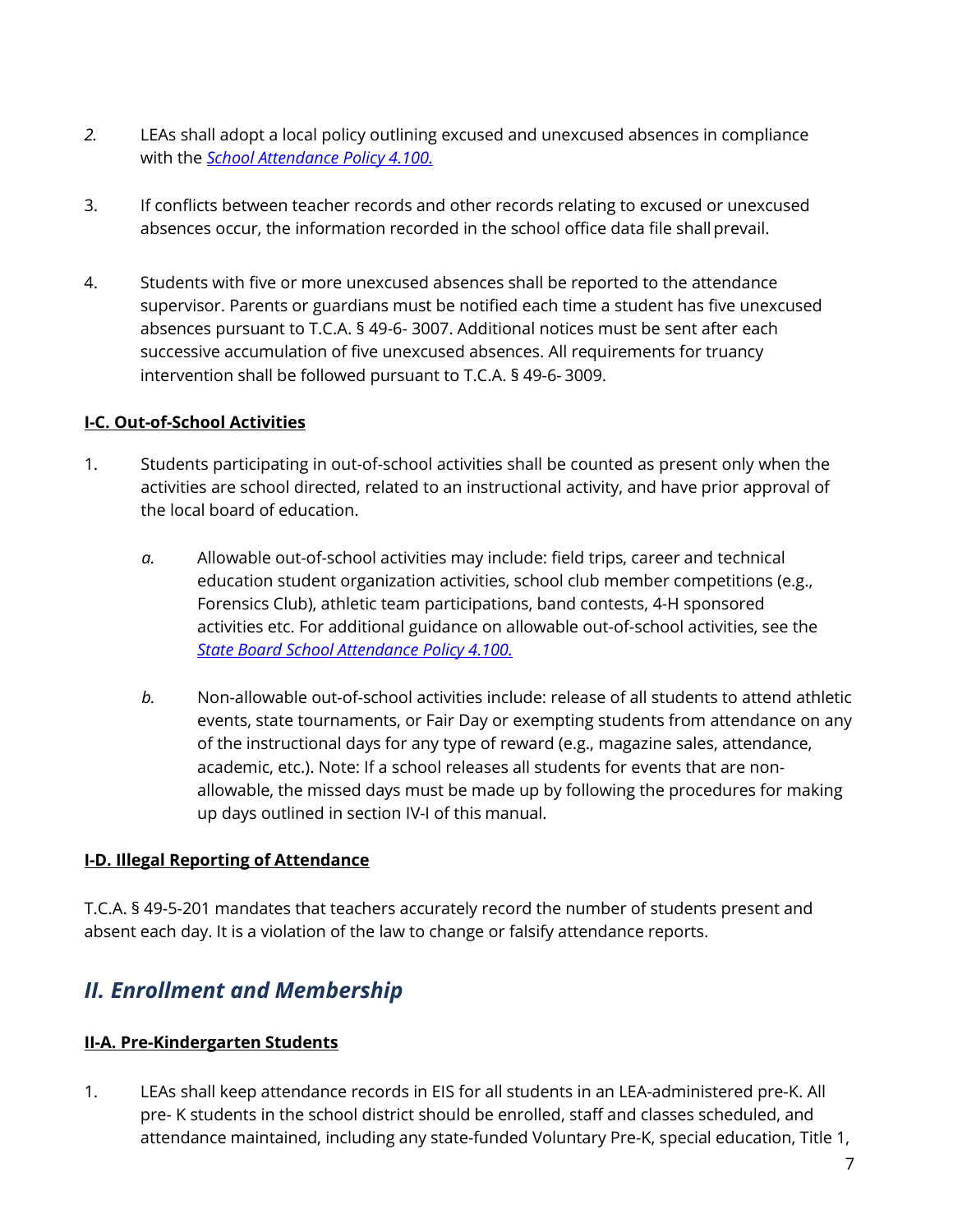2. LEAs shall adopt a local policy outlining excused and unexcused absences in compliance with the *[School Attendance Policy 4.100.](#)*

3. If conflicts between teacher records and other records relating to excused or unexcused absences occur, the information recorded in the school office data file shall prevail.

4. Students with five or more unexcused absences shall be reported to the attendance supervisor. Parents or guardians must be notified each time a student has five unexcused absences pursuant to T.C.A. § 49-6- 3007. Additional notices must be sent after each successive accumulation of five unexcused absences. All requirements for truancy intervention shall be followed pursuant to T.C.A. § 49-6- 3009.

### I-C. Out-of-School Activities

1. Students participating in out-of-school activities shall be counted as present only when the activities are school directed, related to an instructional activity, and have prior approval of the local board of education.

   *a.* Allowable out-of-school activities may include: field trips, career and technical education student organization activities, school club member competitions (e.g., Forensics Club), athletic team participations, band contests, 4-H sponsored activities etc. For additional guidance on allowable out-of-school activities, see the *[State Board School Attendance Policy 4.100.](#)*

   *b.* Non-allowable out-of-school activities include: release of all students to attend athletic events, state tournaments, or Fair Day or exempting students from attendance on any of the instructional days for any type of reward (e.g., magazine sales, attendance, academic, etc.). Note: If a school releases all students for events that are non-allowable, the missed days must be made up by following the procedures for making up days outlined in section IV-I of this manual.

### I-D. Illegal Reporting of Attendance

T.C.A. § 49-5-201 mandates that teachers accurately record the number of students present and absent each day. It is a violation of the law to change or falsify attendance reports.

## *II. Enrollment and Membership*

### II-A. Pre-Kindergarten Students

1. LEAs shall keep attendance records in EIS for all students in an LEA-administered pre-K. All pre- K students in the school district should be enrolled, staff and classes scheduled, and attendance maintained, including any state-funded Voluntary Pre-K, special education, Title 1,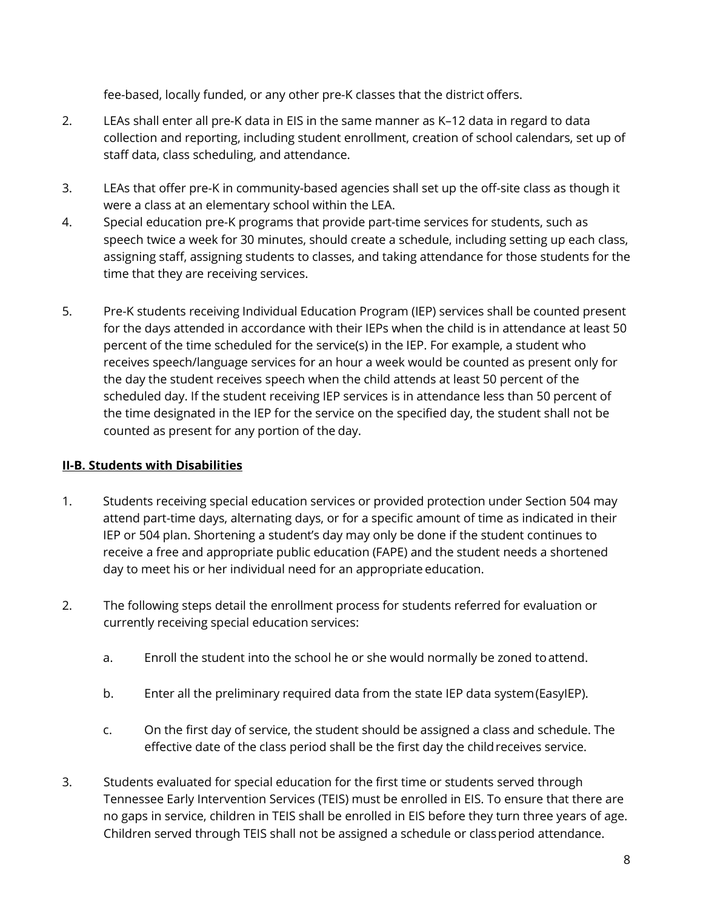fee-based, locally funded, or any other pre-K classes that the district offers.

2. LEAs shall enter all pre-K data in EIS in the same manner as K–12 data in regard to data collection and reporting, including student enrollment, creation of school calendars, set up of staff data, class scheduling, and attendance.

3. LEAs that offer pre-K in community-based agencies shall set up the off-site class as though it were a class at an elementary school within the LEA.

4. Special education pre-K programs that provide part-time services for students, such as speech twice a week for 30 minutes, should create a schedule, including setting up each class, assigning staff, assigning students to classes, and taking attendance for those students for the time that they are receiving services.

5. Pre-K students receiving Individual Education Program (IEP) services shall be counted present for the days attended in accordance with their IEPs when the child is in attendance at least 50 percent of the time scheduled for the service(s) in the IEP. For example, a student who receives speech/language services for an hour a week would be counted as present only for the day the student receives speech when the child attends at least 50 percent of the scheduled day. If the student receiving IEP services is in attendance less than 50 percent of the time designated in the IEP for the service on the specified day, the student shall not be counted as present for any portion of the day.

### II-B. Students with Disabilities

1. Students receiving special education services or provided protection under Section 504 may attend part-time days, alternating days, or for a specific amount of time as indicated in their IEP or 504 plan. Shortening a student's day may only be done if the student continues to receive a free and appropriate public education (FAPE) and the student needs a shortened day to meet his or her individual need for an appropriate education.

2. The following steps detail the enrollment process for students referred for evaluation or currently receiving special education services:

   a. Enroll the student into the school he or she would normally be zoned to attend.

   b. Enter all the preliminary required data from the state IEP data system (EasyIEP).

   c. On the first day of service, the student should be assigned a class and schedule. The effective date of the class period shall be the first day the child receives service.

3. Students evaluated for special education for the first time or students served through Tennessee Early Intervention Services (TEIS) must be enrolled in EIS. To ensure that there are no gaps in service, children in TEIS shall be enrolled in EIS before they turn three years of age. Children served through TEIS shall not be assigned a schedule or class period attendance.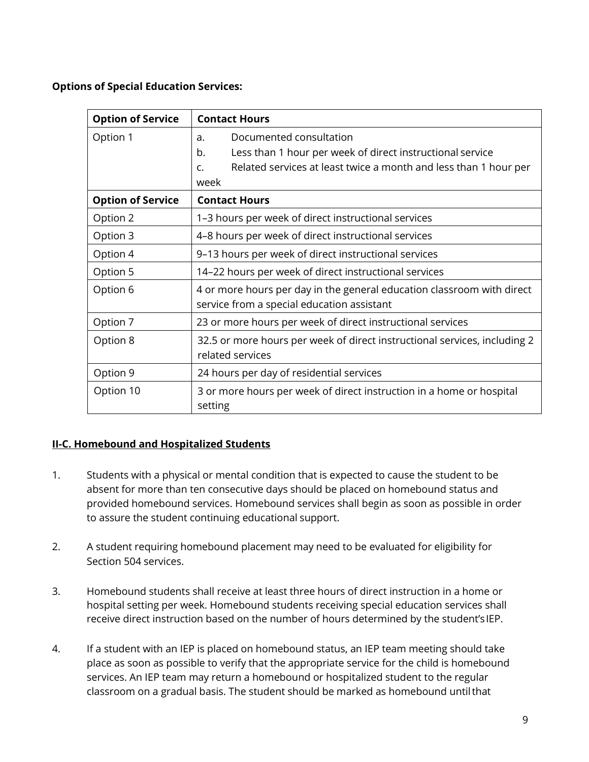**Options of Special Education Services:**

| Option of Service | Contact Hours |
|---|---|
| Option 1 | a. Documented consultation<br>b. Less than 1 hour per week of direct instructional service<br>c. Related services at least twice a month and less than 1 hour per week |
| **Option of Service** | **Contact Hours** |
| Option 2 | 1–3 hours per week of direct instructional services |
| Option 3 | 4–8 hours per week of direct instructional services |
| Option 4 | 9–13 hours per week of direct instructional services |
| Option 5 | 14–22 hours per week of direct instructional services |
| Option 6 | 4 or more hours per day in the general education classroom with direct service from a special education assistant |
| Option 7 | 23 or more hours per week of direct instructional services |
| Option 8 | 32.5 or more hours per week of direct instructional services, including 2 related services |
| Option 9 | 24 hours per day of residential services |
| Option 10 | 3 or more hours per week of direct instruction in a home or hospital setting |

## II-C. Homebound and Hospitalized Students

1. Students with a physical or mental condition that is expected to cause the student to be absent for more than ten consecutive days should be placed on homebound status and provided homebound services. Homebound services shall begin as soon as possible in order to assure the student continuing educational support.

2. A student requiring homebound placement may need to be evaluated for eligibility for Section 504 services.

3. Homebound students shall receive at least three hours of direct instruction in a home or hospital setting per week. Homebound students receiving special education services shall receive direct instruction based on the number of hours determined by the student's IEP.

4. If a student with an IEP is placed on homebound status, an IEP team meeting should take place as soon as possible to verify that the appropriate service for the child is homebound services. An IEP team may return a homebound or hospitalized student to the regular classroom on a gradual basis. The student should be marked as homebound until that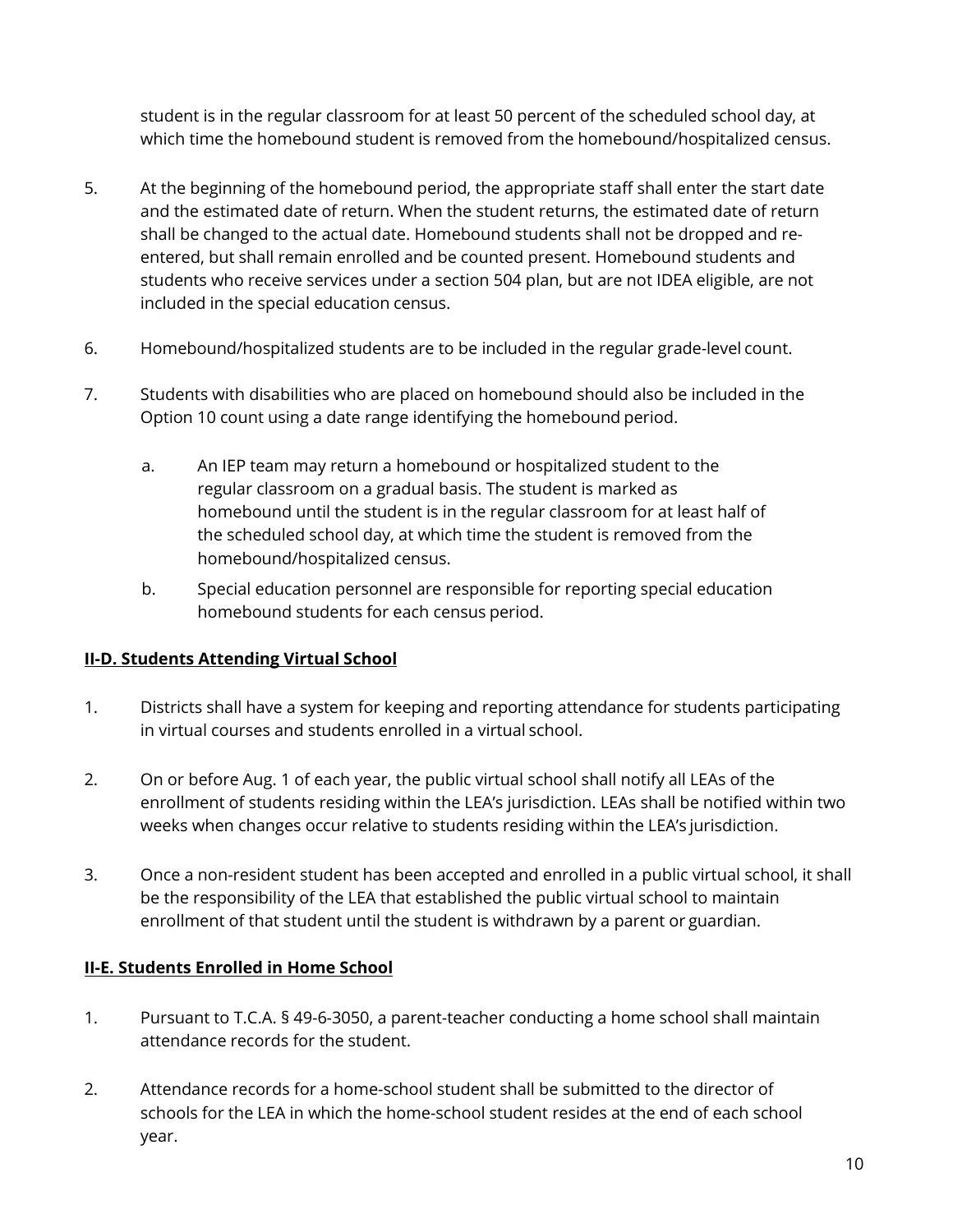student is in the regular classroom for at least 50 percent of the scheduled school day, at which time the homebound student is removed from the homebound/hospitalized census.

5. At the beginning of the homebound period, the appropriate staff shall enter the start date and the estimated date of return. When the student returns, the estimated date of return shall be changed to the actual date. Homebound students shall not be dropped and re-entered, but shall remain enrolled and be counted present. Homebound students and students who receive services under a section 504 plan, but are not IDEA eligible, are not included in the special education census.

6. Homebound/hospitalized students are to be included in the regular grade-level count.

7. Students with disabilities who are placed on homebound should also be included in the Option 10 count using a date range identifying the homebound period.

   a. An IEP team may return a homebound or hospitalized student to the regular classroom on a gradual basis. The student is marked as homebound until the student is in the regular classroom for at least half of the scheduled school day, at which time the student is removed from the homebound/hospitalized census.

   b. Special education personnel are responsible for reporting special education homebound students for each census period.

**II-D. Students Attending Virtual School**

1. Districts shall have a system for keeping and reporting attendance for students participating in virtual courses and students enrolled in a virtual school.

2. On or before Aug. 1 of each year, the public virtual school shall notify all LEAs of the enrollment of students residing within the LEA's jurisdiction. LEAs shall be notified within two weeks when changes occur relative to students residing within the LEA's jurisdiction.

3. Once a non-resident student has been accepted and enrolled in a public virtual school, it shall be the responsibility of the LEA that established the public virtual school to maintain enrollment of that student until the student is withdrawn by a parent or guardian.

**II-E. Students Enrolled in Home School**

1. Pursuant to T.C.A. § 49-6-3050, a parent-teacher conducting a home school shall maintain attendance records for the student.

2. Attendance records for a home-school student shall be submitted to the director of schools for the LEA in which the home-school student resides at the end of each school year.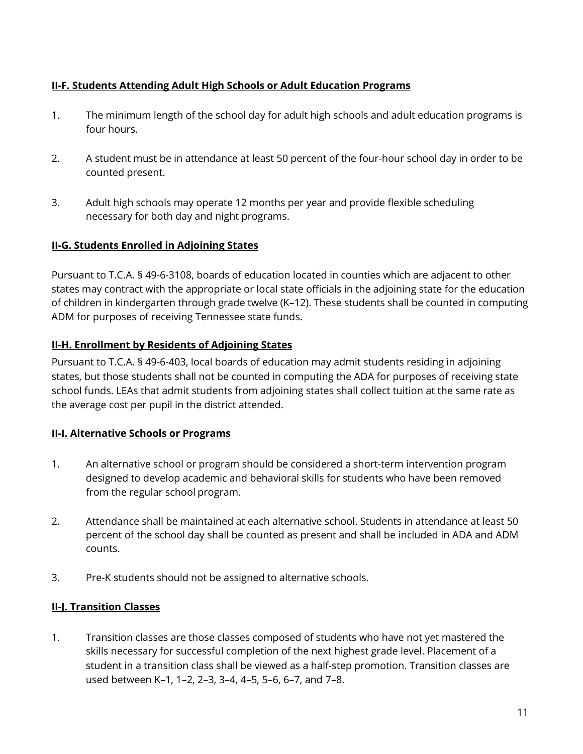**II-F. Students Attending Adult High Schools or Adult Education Programs**

1. The minimum length of the school day for adult high schools and adult education programs is four hours.

2. A student must be in attendance at least 50 percent of the four-hour school day in order to be counted present.

3. Adult high schools may operate 12 months per year and provide flexible scheduling necessary for both day and night programs.

**II-G. Students Enrolled in Adjoining States**

Pursuant to T.C.A. § 49-6-3108, boards of education located in counties which are adjacent to other states may contract with the appropriate or local state officials in the adjoining state for the education of children in kindergarten through grade twelve (K–12). These students shall be counted in computing ADM for purposes of receiving Tennessee state funds.

**II-H. Enrollment by Residents of Adjoining States**

Pursuant to T.C.A. § 49-6-403, local boards of education may admit students residing in adjoining states, but those students shall not be counted in computing the ADA for purposes of receiving state school funds. LEAs that admit students from adjoining states shall collect tuition at the same rate as the average cost per pupil in the district attended.

**II-I. Alternative Schools or Programs**

1. An alternative school or program should be considered a short-term intervention program designed to develop academic and behavioral skills for students who have been removed from the regular school program.

2. Attendance shall be maintained at each alternative school. Students in attendance at least 50 percent of the school day shall be counted as present and shall be included in ADA and ADM counts.

3. Pre-K students should not be assigned to alternative schools.

**II-J. Transition Classes**

1. Transition classes are those classes composed of students who have not yet mastered the skills necessary for successful completion of the next highest grade level. Placement of a student in a transition class shall be viewed as a half-step promotion. Transition classes are used between K–1, 1–2, 2–3, 3–4, 4–5, 5–6, 6–7, and 7–8.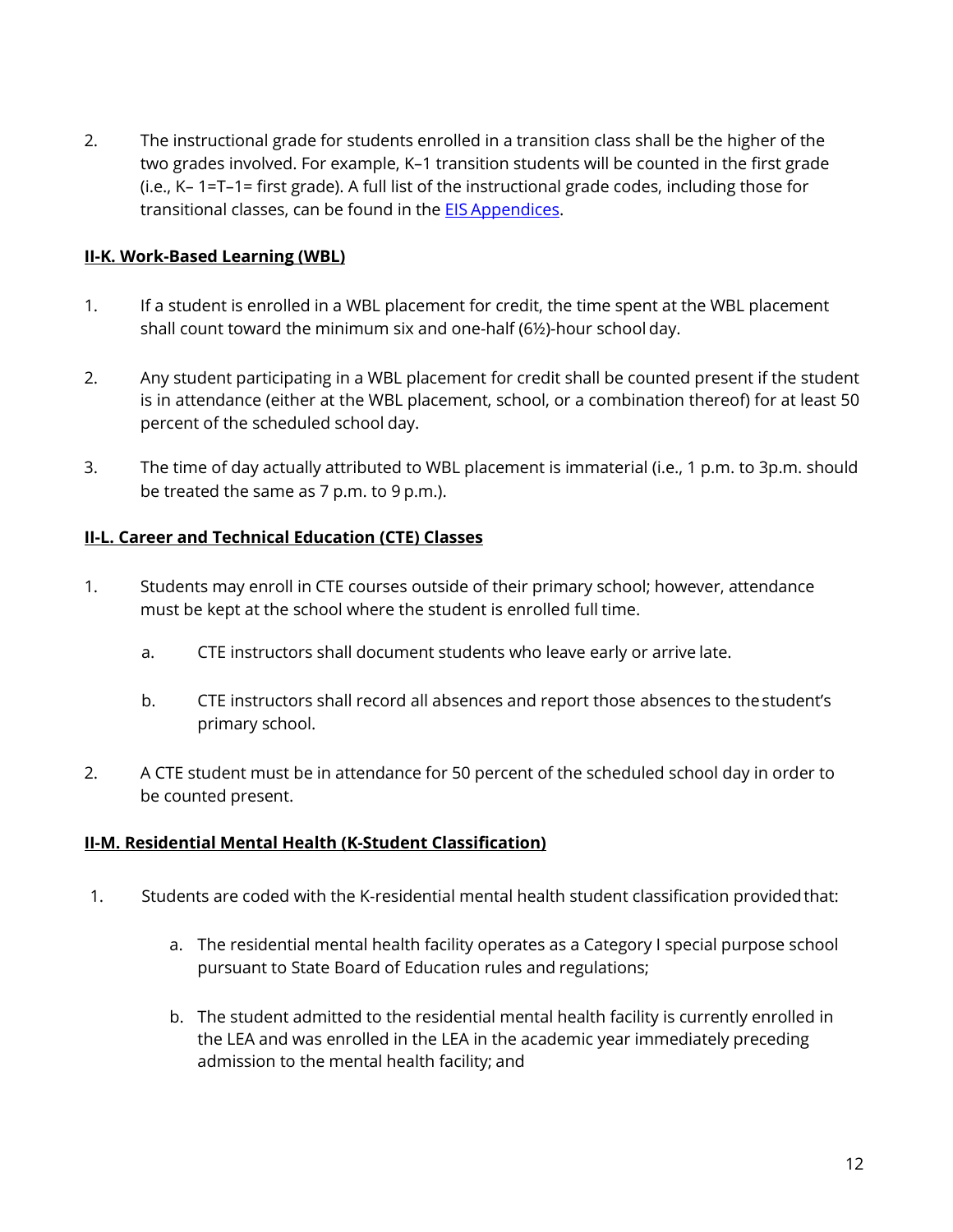2. The instructional grade for students enrolled in a transition class shall be the higher of the two grades involved. For example, K–1 transition students will be counted in the first grade (i.e., K– 1=T–1= first grade). A full list of the instructional grade codes, including those for transitional classes, can be found in the [EIS Appendices](#).

**II-K. Work-Based Learning (WBL)**

1. If a student is enrolled in a WBL placement for credit, the time spent at the WBL placement shall count toward the minimum six and one-half (6½)-hour school day.

2. Any student participating in a WBL placement for credit shall be counted present if the student is in attendance (either at the WBL placement, school, or a combination thereof) for at least 50 percent of the scheduled school day.

3. The time of day actually attributed to WBL placement is immaterial (i.e., 1 p.m. to 3p.m. should be treated the same as 7 p.m. to 9 p.m.).

**II-L. Career and Technical Education (CTE) Classes**

1. Students may enroll in CTE courses outside of their primary school; however, attendance must be kept at the school where the student is enrolled full time.

   a. CTE instructors shall document students who leave early or arrive late.

   b. CTE instructors shall record all absences and report those absences to the student's primary school.

2. A CTE student must be in attendance for 50 percent of the scheduled school day in order to be counted present.

**II-M. Residential Mental Health (K-Student Classification)**

1. Students are coded with the K-residential mental health student classification provided that:

   a. The residential mental health facility operates as a Category I special purpose school pursuant to State Board of Education rules and regulations;

   b. The student admitted to the residential mental health facility is currently enrolled in the LEA and was enrolled in the LEA in the academic year immediately preceding admission to the mental health facility; and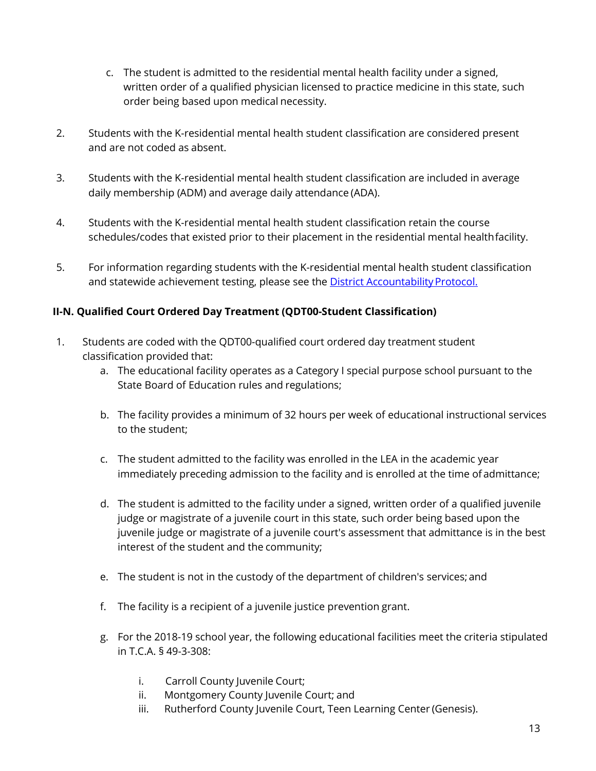c. The student is admitted to the residential mental health facility under a signed, written order of a qualified physician licensed to practice medicine in this state, such order being based upon medical necessity.

2. Students with the K-residential mental health student classification are considered present and are not coded as absent.

3. Students with the K-residential mental health student classification are included in average daily membership (ADM) and average daily attendance (ADA).

4. Students with the K-residential mental health student classification retain the course schedules/codes that existed prior to their placement in the residential mental health facility.

5. For information regarding students with the K-residential mental health student classification and statewide achievement testing, please see the [District Accountability Protocol.]()

### II-N. Qualified Court Ordered Day Treatment (QDT00-Student Classification)

1. Students are coded with the QDT00-qualified court ordered day treatment student classification provided that:
   a. The educational facility operates as a Category I special purpose school pursuant to the State Board of Education rules and regulations;

   b. The facility provides a minimum of 32 hours per week of educational instructional services to the student;

   c. The student admitted to the facility was enrolled in the LEA in the academic year immediately preceding admission to the facility and is enrolled at the time of admittance;

   d. The student is admitted to the facility under a signed, written order of a qualified juvenile judge or magistrate of a juvenile court in this state, such order being based upon the juvenile judge or magistrate of a juvenile court's assessment that admittance is in the best interest of the student and the community;

   e. The student is not in the custody of the department of children's services; and

   f. The facility is a recipient of a juvenile justice prevention grant.

   g. For the 2018-19 school year, the following educational facilities meet the criteria stipulated in T.C.A. § 49-3-308:

      i. Carroll County Juvenile Court;
      ii. Montgomery County Juvenile Court; and
      iii. Rutherford County Juvenile Court, Teen Learning Center (Genesis).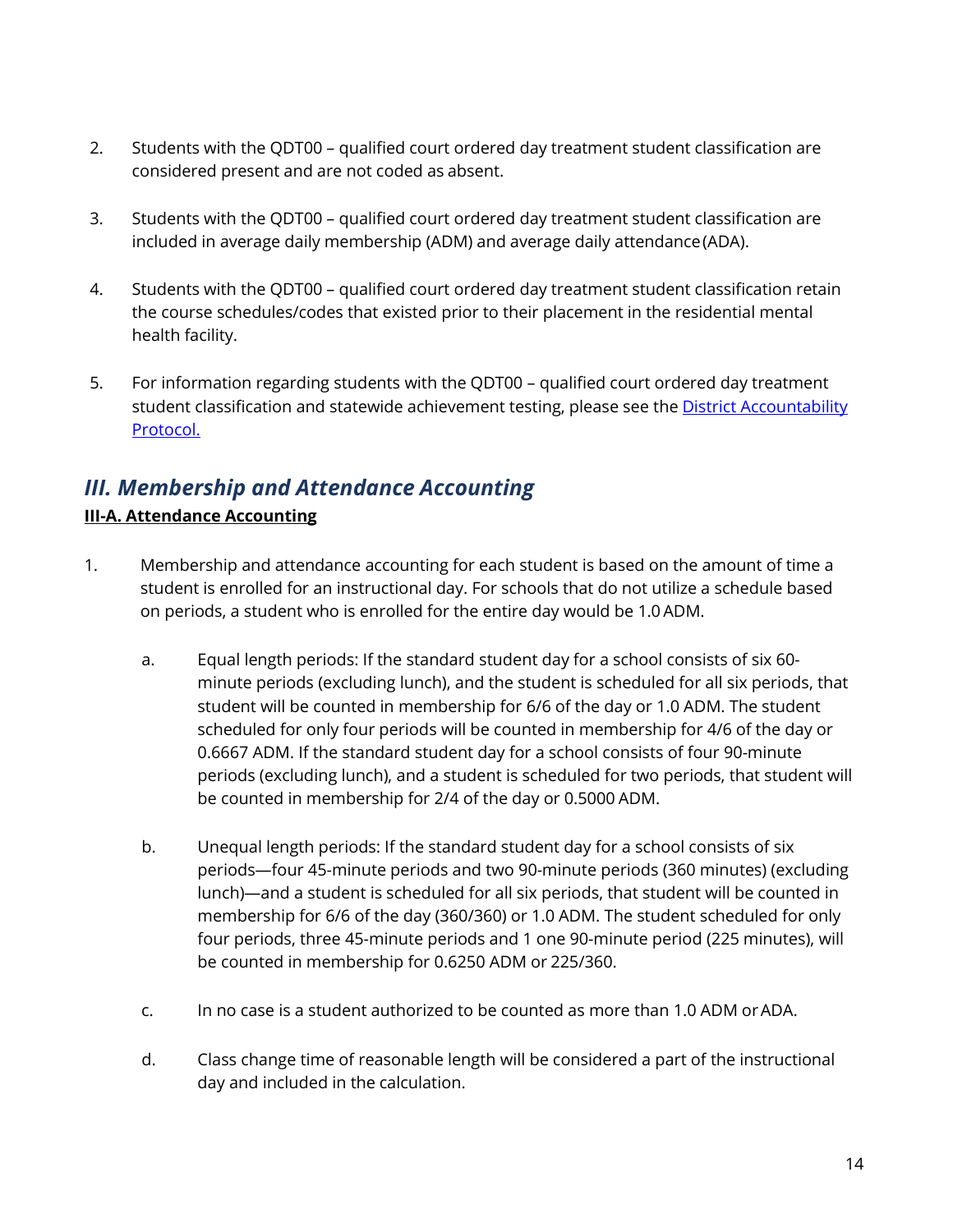2. Students with the QDT00 – qualified court ordered day treatment student classification are considered present and are not coded as absent.

3. Students with the QDT00 – qualified court ordered day treatment student classification are included in average daily membership (ADM) and average daily attendance (ADA).

4. Students with the QDT00 – qualified court ordered day treatment student classification retain the course schedules/codes that existed prior to their placement in the residential mental health facility.

5. For information regarding students with the QDT00 – qualified court ordered day treatment student classification and statewide achievement testing, please see the [District Accountability Protocol.]

## *III. Membership and Attendance Accounting*

**III-A. Attendance Accounting**

1. Membership and attendance accounting for each student is based on the amount of time a student is enrolled for an instructional day. For schools that do not utilize a schedule based on periods, a student who is enrolled for the entire day would be 1.0 ADM.

   a. Equal length periods: If the standard student day for a school consists of six 60-minute periods (excluding lunch), and the student is scheduled for all six periods, that student will be counted in membership for 6/6 of the day or 1.0 ADM. The student scheduled for only four periods will be counted in membership for 4/6 of the day or 0.6667 ADM. If the standard student day for a school consists of four 90-minute periods (excluding lunch), and a student is scheduled for two periods, that student will be counted in membership for 2/4 of the day or 0.5000 ADM.

   b. Unequal length periods: If the standard student day for a school consists of six periods—four 45-minute periods and two 90-minute periods (360 minutes) (excluding lunch)—and a student is scheduled for all six periods, that student will be counted in membership for 6/6 of the day (360/360) or 1.0 ADM. The student scheduled for only four periods, three 45-minute periods and 1 one 90-minute period (225 minutes), will be counted in membership for 0.6250 ADM or 225/360.

   c. In no case is a student authorized to be counted as more than 1.0 ADM or ADA.

   d. Class change time of reasonable length will be considered a part of the instructional day and included in the calculation.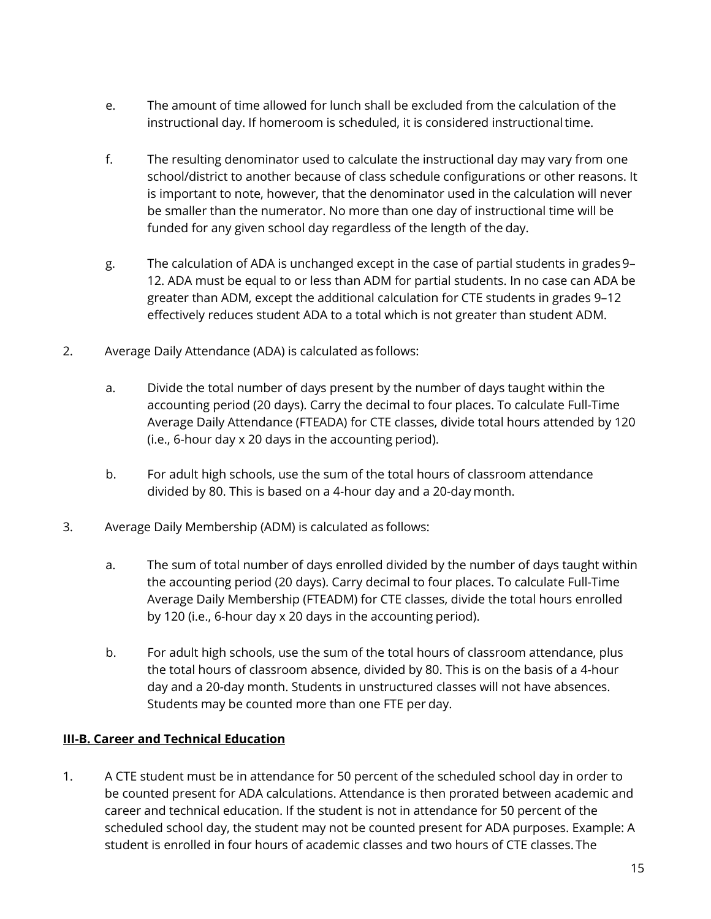e. The amount of time allowed for lunch shall be excluded from the calculation of the instructional day. If homeroom is scheduled, it is considered instructional time.

f. The resulting denominator used to calculate the instructional day may vary from one school/district to another because of class schedule configurations or other reasons. It is important to note, however, that the denominator used in the calculation will never be smaller than the numerator. No more than one day of instructional time will be funded for any given school day regardless of the length of the day.

g. The calculation of ADA is unchanged except in the case of partial students in grades 9–12. ADA must be equal to or less than ADM for partial students. In no case can ADA be greater than ADM, except the additional calculation for CTE students in grades 9–12 effectively reduces student ADA to a total which is not greater than student ADM.

2. Average Daily Attendance (ADA) is calculated as follows:

   a. Divide the total number of days present by the number of days taught within the accounting period (20 days). Carry the decimal to four places. To calculate Full-Time Average Daily Attendance (FTEADA) for CTE classes, divide total hours attended by 120 (i.e., 6-hour day x 20 days in the accounting period).

   b. For adult high schools, use the sum of the total hours of classroom attendance divided by 80. This is based on a 4-hour day and a 20-day month.

3. Average Daily Membership (ADM) is calculated as follows:

   a. The sum of total number of days enrolled divided by the number of days taught within the accounting period (20 days). Carry decimal to four places. To calculate Full-Time Average Daily Membership (FTEADM) for CTE classes, divide the total hours enrolled by 120 (i.e., 6-hour day x 20 days in the accounting period).

   b. For adult high schools, use the sum of the total hours of classroom attendance, plus the total hours of classroom absence, divided by 80. This is on the basis of a 4-hour day and a 20-day month. Students in unstructured classes will not have absences. Students may be counted more than one FTE per day.

**III-B. Career and Technical Education**

1. A CTE student must be in attendance for 50 percent of the scheduled school day in order to be counted present for ADA calculations. Attendance is then prorated between academic and career and technical education. If the student is not in attendance for 50 percent of the scheduled school day, the student may not be counted present for ADA purposes. Example: A student is enrolled in four hours of academic classes and two hours of CTE classes. The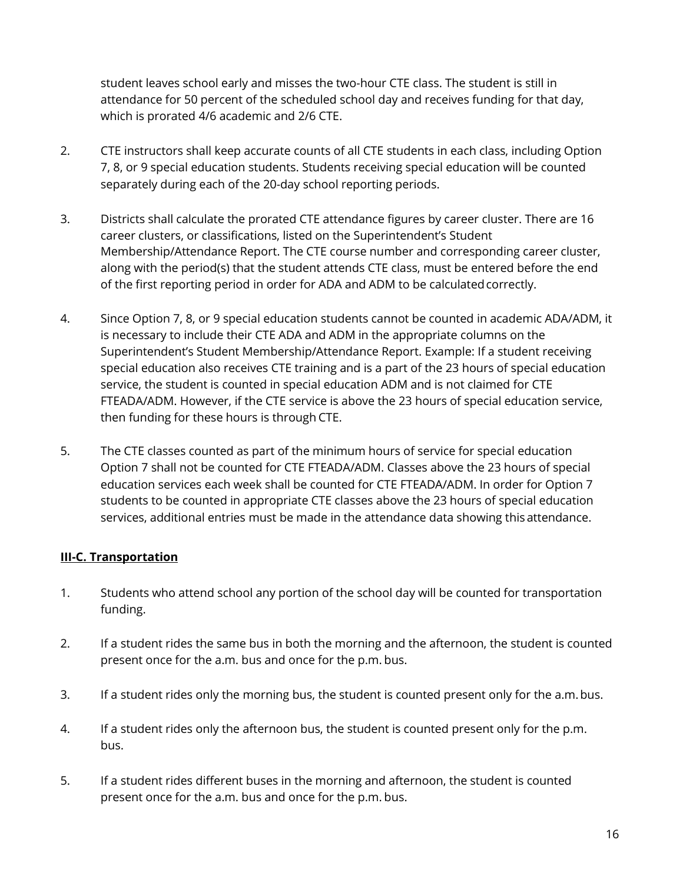student leaves school early and misses the two-hour CTE class. The student is still in attendance for 50 percent of the scheduled school day and receives funding for that day, which is prorated 4/6 academic and 2/6 CTE.

2. CTE instructors shall keep accurate counts of all CTE students in each class, including Option 7, 8, or 9 special education students. Students receiving special education will be counted separately during each of the 20-day school reporting periods.

3. Districts shall calculate the prorated CTE attendance figures by career cluster. There are 16 career clusters, or classifications, listed on the Superintendent's Student Membership/Attendance Report. The CTE course number and corresponding career cluster, along with the period(s) that the student attends CTE class, must be entered before the end of the first reporting period in order for ADA and ADM to be calculated correctly.

4. Since Option 7, 8, or 9 special education students cannot be counted in academic ADA/ADM, it is necessary to include their CTE ADA and ADM in the appropriate columns on the Superintendent's Student Membership/Attendance Report. Example: If a student receiving special education also receives CTE training and is a part of the 23 hours of special education service, the student is counted in special education ADM and is not claimed for CTE FTEADA/ADM. However, if the CTE service is above the 23 hours of special education service, then funding for these hours is through CTE.

5. The CTE classes counted as part of the minimum hours of service for special education Option 7 shall not be counted for CTE FTEADA/ADM. Classes above the 23 hours of special education services each week shall be counted for CTE FTEADA/ADM. In order for Option 7 students to be counted in appropriate CTE classes above the 23 hours of special education services, additional entries must be made in the attendance data showing this attendance.

**III-C. Transportation**

1. Students who attend school any portion of the school day will be counted for transportation funding.

2. If a student rides the same bus in both the morning and the afternoon, the student is counted present once for the a.m. bus and once for the p.m. bus.

3. If a student rides only the morning bus, the student is counted present only for the a.m. bus.

4. If a student rides only the afternoon bus, the student is counted present only for the p.m. bus.

5. If a student rides different buses in the morning and afternoon, the student is counted present once for the a.m. bus and once for the p.m. bus.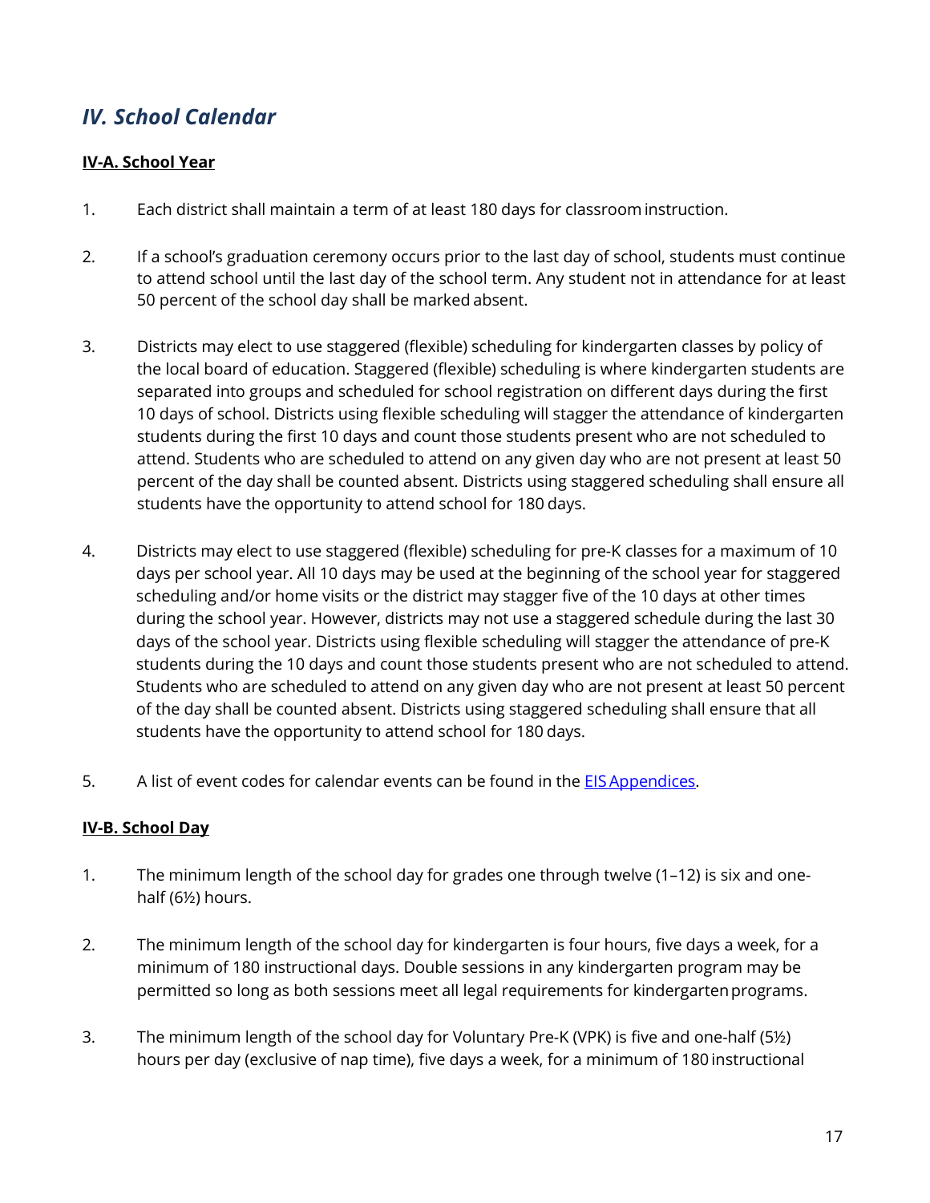## *IV. School Calendar*

### IV-A. School Year

1. Each district shall maintain a term of at least 180 days for classroom instruction.

2. If a school's graduation ceremony occurs prior to the last day of school, students must continue to attend school until the last day of the school term. Any student not in attendance for at least 50 percent of the school day shall be marked absent.

3. Districts may elect to use staggered (flexible) scheduling for kindergarten classes by policy of the local board of education. Staggered (flexible) scheduling is where kindergarten students are separated into groups and scheduled for school registration on different days during the first 10 days of school. Districts using flexible scheduling will stagger the attendance of kindergarten students during the first 10 days and count those students present who are not scheduled to attend. Students who are scheduled to attend on any given day who are not present at least 50 percent of the day shall be counted absent. Districts using staggered scheduling shall ensure all students have the opportunity to attend school for 180 days.

4. Districts may elect to use staggered (flexible) scheduling for pre-K classes for a maximum of 10 days per school year. All 10 days may be used at the beginning of the school year for staggered scheduling and/or home visits or the district may stagger five of the 10 days at other times during the school year. However, districts may not use a staggered schedule during the last 30 days of the school year. Districts using flexible scheduling will stagger the attendance of pre-K students during the 10 days and count those students present who are not scheduled to attend. Students who are scheduled to attend on any given day who are not present at least 50 percent of the day shall be counted absent. Districts using staggered scheduling shall ensure that all students have the opportunity to attend school for 180 days.

5. A list of event codes for calendar events can be found in the [EIS Appendices](#).

### IV-B. School Day

1. The minimum length of the school day for grades one through twelve (1–12) is six and one-half (6½) hours.

2. The minimum length of the school day for kindergarten is four hours, five days a week, for a minimum of 180 instructional days. Double sessions in any kindergarten program may be permitted so long as both sessions meet all legal requirements for kindergarten programs.

3. The minimum length of the school day for Voluntary Pre-K (VPK) is five and one-half (5½) hours per day (exclusive of nap time), five days a week, for a minimum of 180 instructional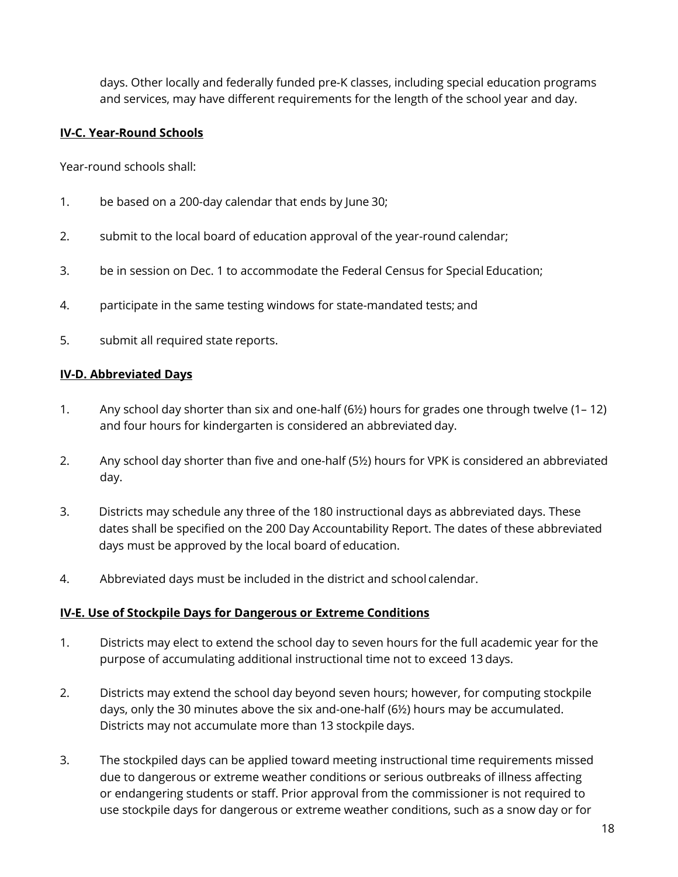days. Other locally and federally funded pre-K classes, including special education programs and services, may have different requirements for the length of the school year and day.

## IV-C. Year-Round Schools

Year-round schools shall:

1. be based on a 200-day calendar that ends by June 30;
2. submit to the local board of education approval of the year-round calendar;
3. be in session on Dec. 1 to accommodate the Federal Census for Special Education;
4. participate in the same testing windows for state-mandated tests; and
5. submit all required state reports.

## IV-D. Abbreviated Days

1. Any school day shorter than six and one-half (6½) hours for grades one through twelve (1– 12) and four hours for kindergarten is considered an abbreviated day.
2. Any school day shorter than five and one-half (5½) hours for VPK is considered an abbreviated day.
3. Districts may schedule any three of the 180 instructional days as abbreviated days. These dates shall be specified on the 200 Day Accountability Report. The dates of these abbreviated days must be approved by the local board of education.
4. Abbreviated days must be included in the district and school calendar.

## IV-E. Use of Stockpile Days for Dangerous or Extreme Conditions

1. Districts may elect to extend the school day to seven hours for the full academic year for the purpose of accumulating additional instructional time not to exceed 13 days.
2. Districts may extend the school day beyond seven hours; however, for computing stockpile days, only the 30 minutes above the six and-one-half (6½) hours may be accumulated. Districts may not accumulate more than 13 stockpile days.
3. The stockpiled days can be applied toward meeting instructional time requirements missed due to dangerous or extreme weather conditions or serious outbreaks of illness affecting or endangering students or staff. Prior approval from the commissioner is not required to use stockpile days for dangerous or extreme weather conditions, such as a snow day or for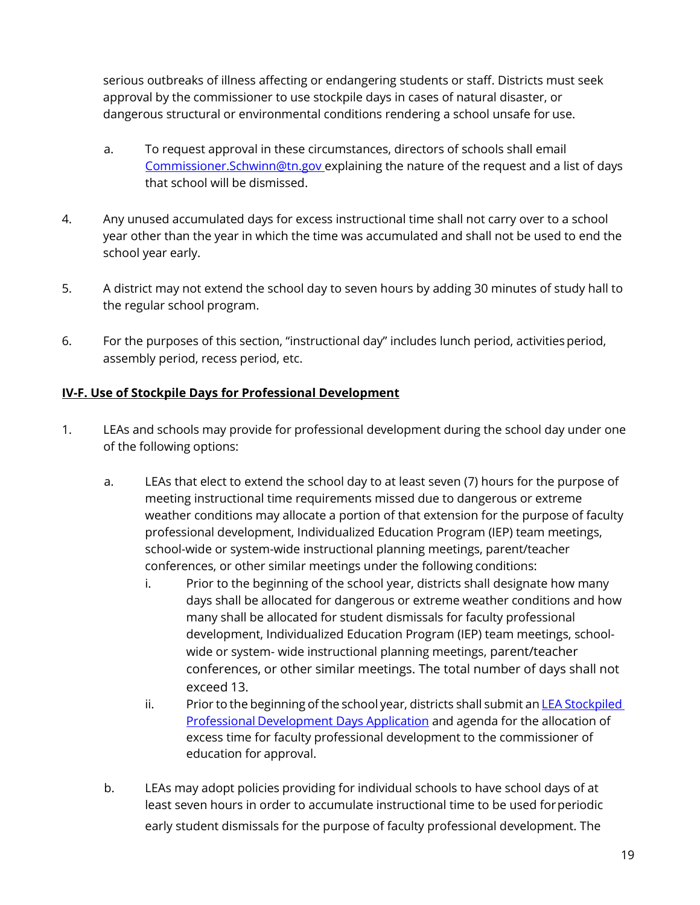serious outbreaks of illness affecting or endangering students or staff. Districts must seek approval by the commissioner to use stockpile days in cases of natural disaster, or dangerous structural or environmental conditions rendering a school unsafe for use.

a. To request approval in these circumstances, directors of schools shall email [Commissioner.Schwinn@tn.gov](mailto:Commissioner.Schwinn@tn.gov) explaining the nature of the request and a list of days that school will be dismissed.

4. Any unused accumulated days for excess instructional time shall not carry over to a school year other than the year in which the time was accumulated and shall not be used to end the school year early.

5. A district may not extend the school day to seven hours by adding 30 minutes of study hall to the regular school program.

6. For the purposes of this section, "instructional day" includes lunch period, activities period, assembly period, recess period, etc.

**IV-F. Use of Stockpile Days for Professional Development**

1. LEAs and schools may provide for professional development during the school day under one of the following options:

   a. LEAs that elect to extend the school day to at least seven (7) hours for the purpose of meeting instructional time requirements missed due to dangerous or extreme weather conditions may allocate a portion of that extension for the purpose of faculty professional development, Individualized Education Program (IEP) team meetings, school-wide or system-wide instructional planning meetings, parent/teacher conferences, or other similar meetings under the following conditions:

      i. Prior to the beginning of the school year, districts shall designate how many days shall be allocated for dangerous or extreme weather conditions and how many shall be allocated for student dismissals for faculty professional development, Individualized Education Program (IEP) team meetings, school-wide or system- wide instructional planning meetings, parent/teacher conferences, or other similar meetings. The total number of days shall not exceed 13.

      ii. Prior to the beginning of the school year, districts shall submit an LEA Stockpiled Professional Development Days Application and agenda for the allocation of excess time for faculty professional development to the commissioner of education for approval.

   b. LEAs may adopt policies providing for individual schools to have school days of at least seven hours in order to accumulate instructional time to be used for periodic early student dismissals for the purpose of faculty professional development. The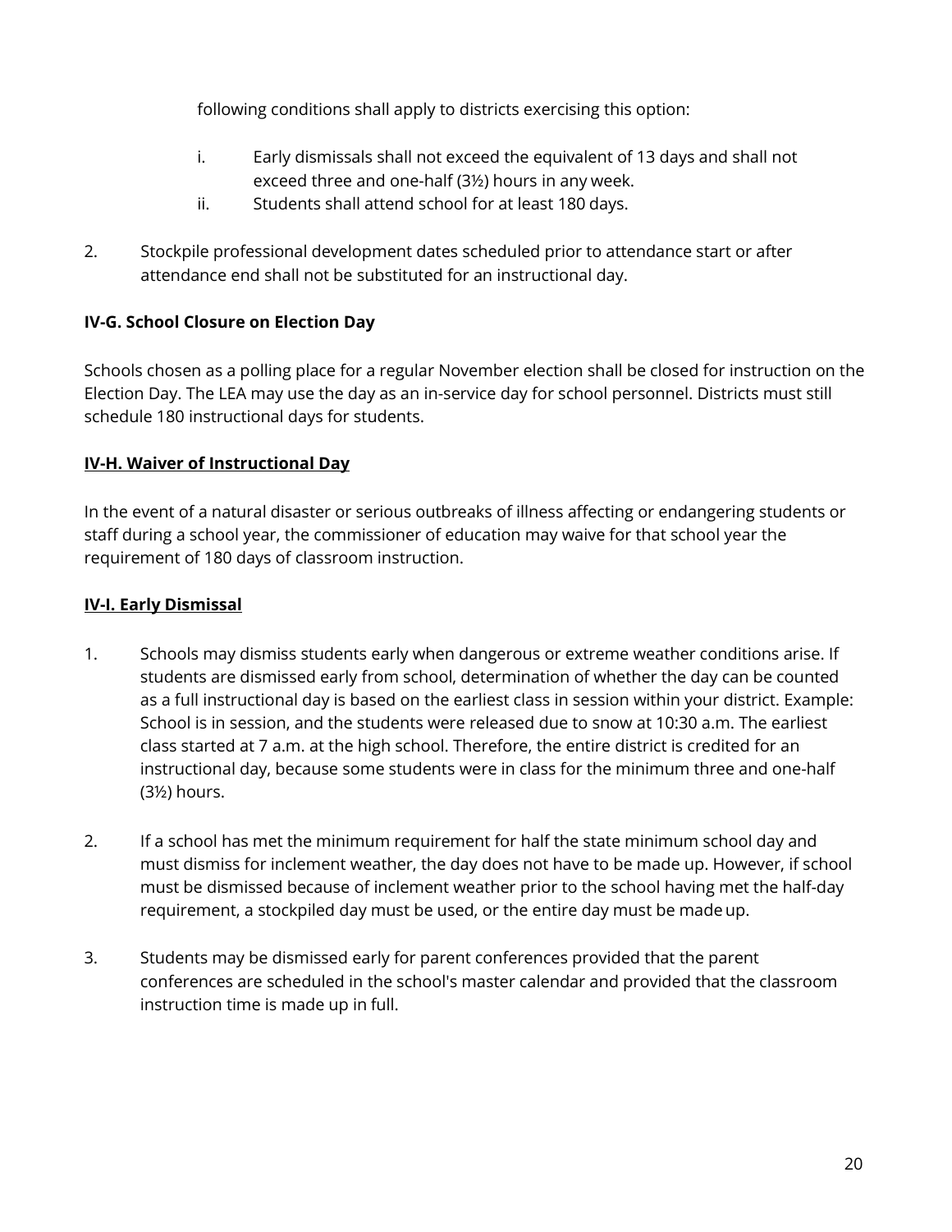following conditions shall apply to districts exercising this option:

  i. Early dismissals shall not exceed the equivalent of 13 days and shall not exceed three and one-half (3½) hours in any week.
  ii. Students shall attend school for at least 180 days.

2. Stockpile professional development dates scheduled prior to attendance start or after attendance end shall not be substituted for an instructional day.

**IV-G. School Closure on Election Day**

Schools chosen as a polling place for a regular November election shall be closed for instruction on the Election Day. The LEA may use the day as an in-service day for school personnel. Districts must still schedule 180 instructional days for students.

**<u>IV-H. Waiver of Instructional Day</u>**

In the event of a natural disaster or serious outbreaks of illness affecting or endangering students or staff during a school year, the commissioner of education may waive for that school year the requirement of 180 days of classroom instruction.

**<u>IV-I. Early Dismissal</u>**

1. Schools may dismiss students early when dangerous or extreme weather conditions arise. If students are dismissed early from school, determination of whether the day can be counted as a full instructional day is based on the earliest class in session within your district. Example: School is in session, and the students were released due to snow at 10:30 a.m. The earliest class started at 7 a.m. at the high school. Therefore, the entire district is credited for an instructional day, because some students were in class for the minimum three and one-half (3½) hours.

2. If a school has met the minimum requirement for half the state minimum school day and must dismiss for inclement weather, the day does not have to be made up. However, if school must be dismissed because of inclement weather prior to the school having met the half-day requirement, a stockpiled day must be used, or the entire day must be made up.

3. Students may be dismissed early for parent conferences provided that the parent conferences are scheduled in the school's master calendar and provided that the classroom instruction time is made up in full.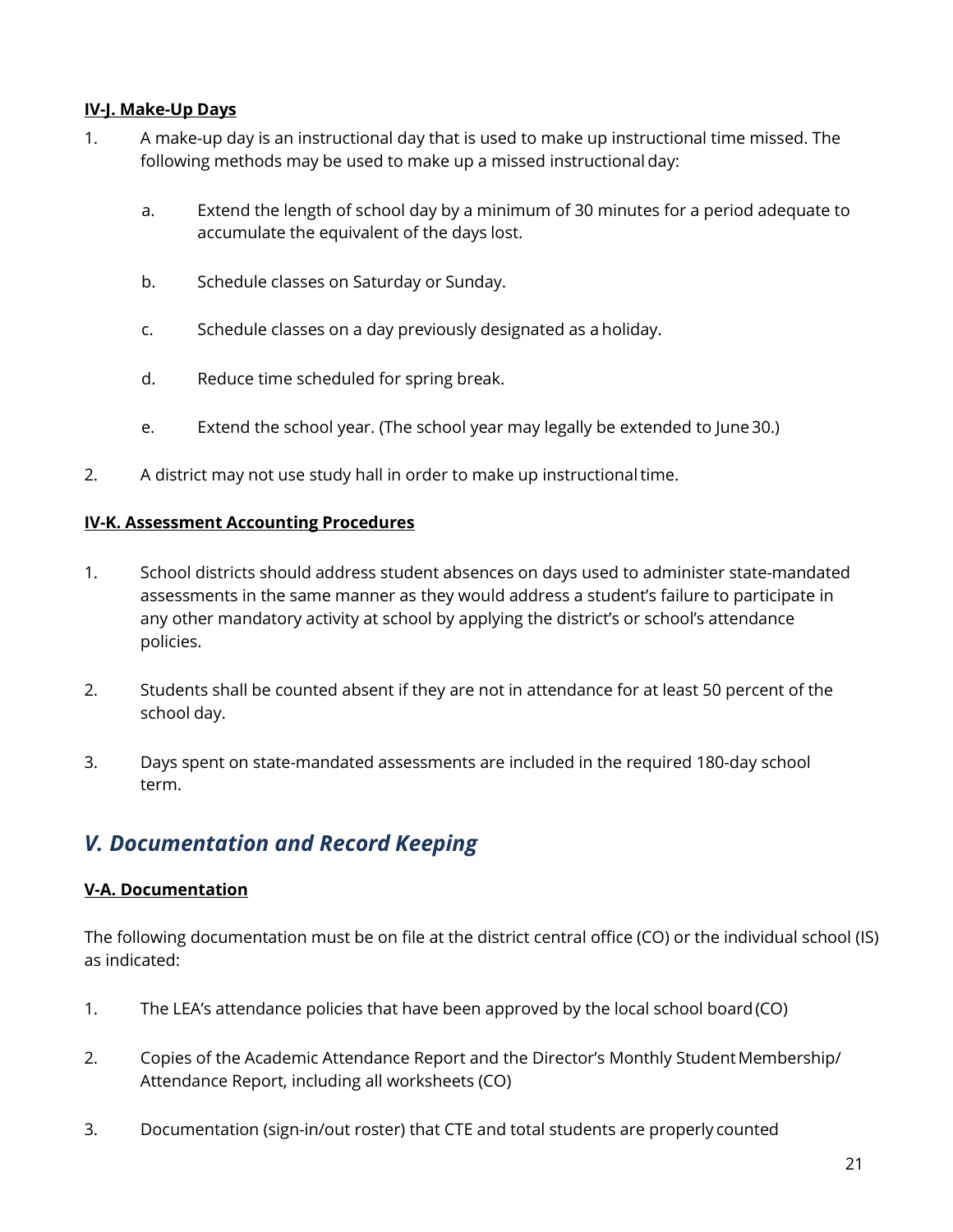**IV-J. Make-Up Days**

1. A make-up day is an instructional day that is used to make up instructional time missed. The following methods may be used to make up a missed instructional day:

   a. Extend the length of school day by a minimum of 30 minutes for a period adequate to accumulate the equivalent of the days lost.

   b. Schedule classes on Saturday or Sunday.

   c. Schedule classes on a day previously designated as a holiday.

   d. Reduce time scheduled for spring break.

   e. Extend the school year. (The school year may legally be extended to June 30.)

2. A district may not use study hall in order to make up instructional time.

**IV-K. Assessment Accounting Procedures**

1. School districts should address student absences on days used to administer state-mandated assessments in the same manner as they would address a student's failure to participate in any other mandatory activity at school by applying the district's or school's attendance policies.

2. Students shall be counted absent if they are not in attendance for at least 50 percent of the school day.

3. Days spent on state-mandated assessments are included in the required 180-day school term.

## *V. Documentation and Record Keeping*

**V-A. Documentation**

The following documentation must be on file at the district central office (CO) or the individual school (IS) as indicated:

1. The LEA's attendance policies that have been approved by the local school board (CO)

2. Copies of the Academic Attendance Report and the Director's Monthly Student Membership/ Attendance Report, including all worksheets (CO)

3. Documentation (sign-in/out roster) that CTE and total students are properly counted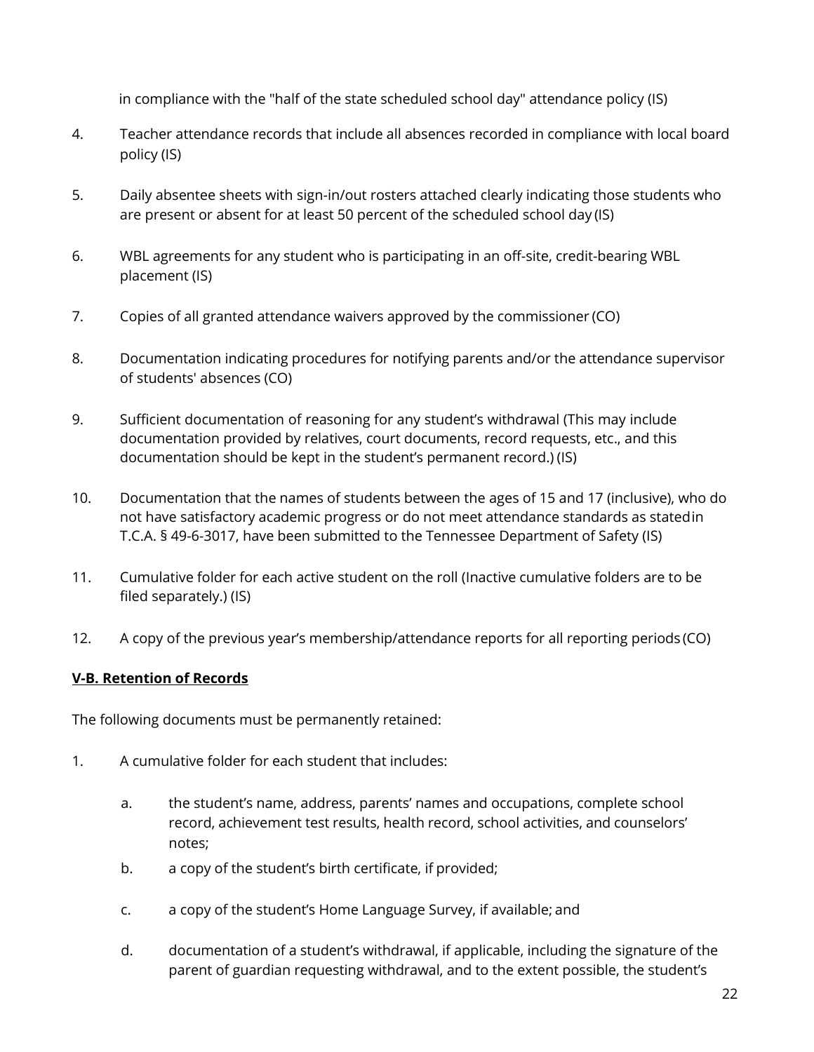in compliance with the "half of the state scheduled school day" attendance policy (IS)

4. Teacher attendance records that include all absences recorded in compliance with local board policy (IS)

5. Daily absentee sheets with sign-in/out rosters attached clearly indicating those students who are present or absent for at least 50 percent of the scheduled school day (IS)

6. WBL agreements for any student who is participating in an off-site, credit-bearing WBL placement (IS)

7. Copies of all granted attendance waivers approved by the commissioner (CO)

8. Documentation indicating procedures for notifying parents and/or the attendance supervisor of students' absences (CO)

9. Sufficient documentation of reasoning for any student's withdrawal (This may include documentation provided by relatives, court documents, record requests, etc., and this documentation should be kept in the student's permanent record.) (IS)

10. Documentation that the names of students between the ages of 15 and 17 (inclusive), who do not have satisfactory academic progress or do not meet attendance standards as stated in T.C.A. § 49-6-3017, have been submitted to the Tennessee Department of Safety (IS)

11. Cumulative folder for each active student on the roll (Inactive cumulative folders are to be filed separately.) (IS)

12. A copy of the previous year's membership/attendance reports for all reporting periods (CO)

**V-B. Retention of Records**

The following documents must be permanently retained:

1. A cumulative folder for each student that includes:

    a. the student's name, address, parents' names and occupations, complete school record, achievement test results, health record, school activities, and counselors' notes;

    b. a copy of the student's birth certificate, if provided;

    c. a copy of the student's Home Language Survey, if available; and

    d. documentation of a student's withdrawal, if applicable, including the signature of the parent of guardian requesting withdrawal, and to the extent possible, the student's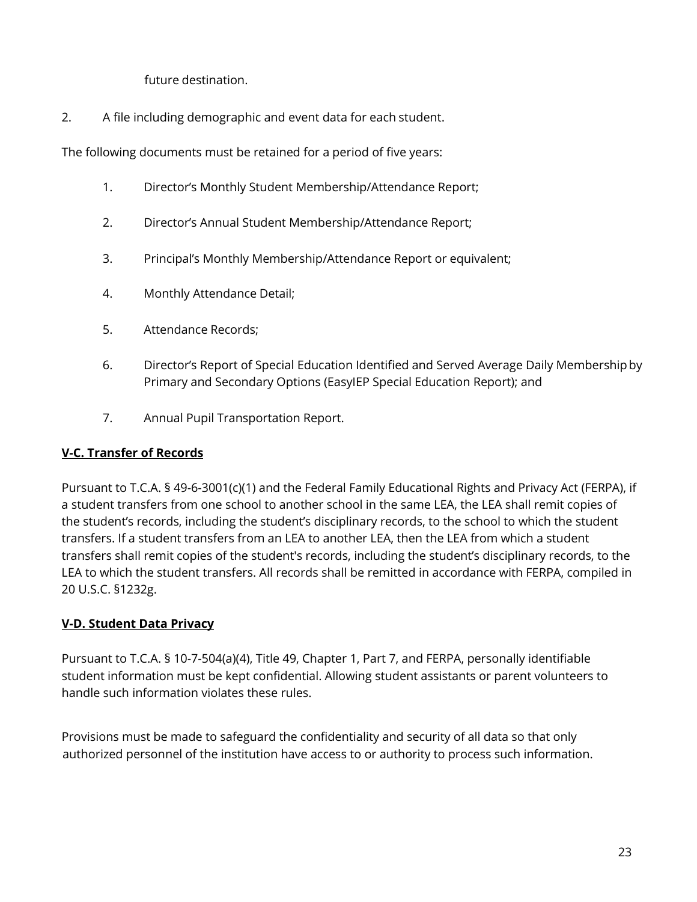future destination.

2. A file including demographic and event data for each student.

The following documents must be retained for a period of five years:

1. Director's Monthly Student Membership/Attendance Report;
2. Director's Annual Student Membership/Attendance Report;
3. Principal's Monthly Membership/Attendance Report or equivalent;
4. Monthly Attendance Detail;
5. Attendance Records;
6. Director's Report of Special Education Identified and Served Average Daily Membership by Primary and Secondary Options (EasyIEP Special Education Report); and
7. Annual Pupil Transportation Report.

**V-C. Transfer of Records**

Pursuant to T.C.A. § 49-6-3001(c)(1) and the Federal Family Educational Rights and Privacy Act (FERPA), if a student transfers from one school to another school in the same LEA, the LEA shall remit copies of the student's records, including the student's disciplinary records, to the school to which the student transfers. If a student transfers from an LEA to another LEA, then the LEA from which a student transfers shall remit copies of the student's records, including the student's disciplinary records, to the LEA to which the student transfers. All records shall be remitted in accordance with FERPA, compiled in 20 U.S.C. §1232g.

**V-D. Student Data Privacy**

Pursuant to T.C.A. § 10-7-504(a)(4), Title 49, Chapter 1, Part 7, and FERPA, personally identifiable student information must be kept confidential. Allowing student assistants or parent volunteers to handle such information violates these rules.

Provisions must be made to safeguard the confidentiality and security of all data so that only authorized personnel of the institution have access to or authority to process such information.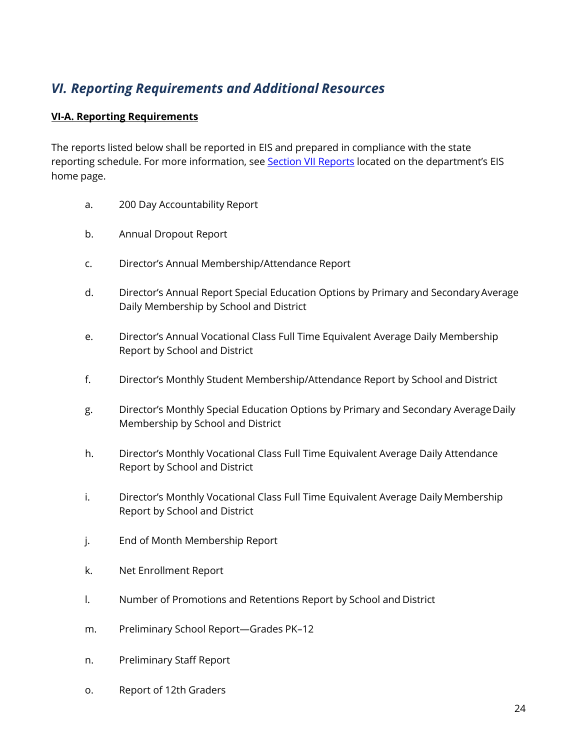## *VI. Reporting Requirements and Additional Resources*

### VI-A. Reporting Requirements

The reports listed below shall be reported in EIS and prepared in compliance with the state reporting schedule. For more information, see [Section VII Reports]() located on the department's EIS home page.

a. 200 Day Accountability Report

b. Annual Dropout Report

c. Director's Annual Membership/Attendance Report

d. Director's Annual Report Special Education Options by Primary and Secondary Average Daily Membership by School and District

e. Director's Annual Vocational Class Full Time Equivalent Average Daily Membership Report by School and District

f. Director's Monthly Student Membership/Attendance Report by School and District

g. Director's Monthly Special Education Options by Primary and Secondary Average Daily Membership by School and District

h. Director's Monthly Vocational Class Full Time Equivalent Average Daily Attendance Report by School and District

i. Director's Monthly Vocational Class Full Time Equivalent Average Daily Membership Report by School and District

j. End of Month Membership Report

k. Net Enrollment Report

l. Number of Promotions and Retentions Report by School and District

m. Preliminary School Report—Grades PK–12

n. Preliminary Staff Report

o. Report of 12th Graders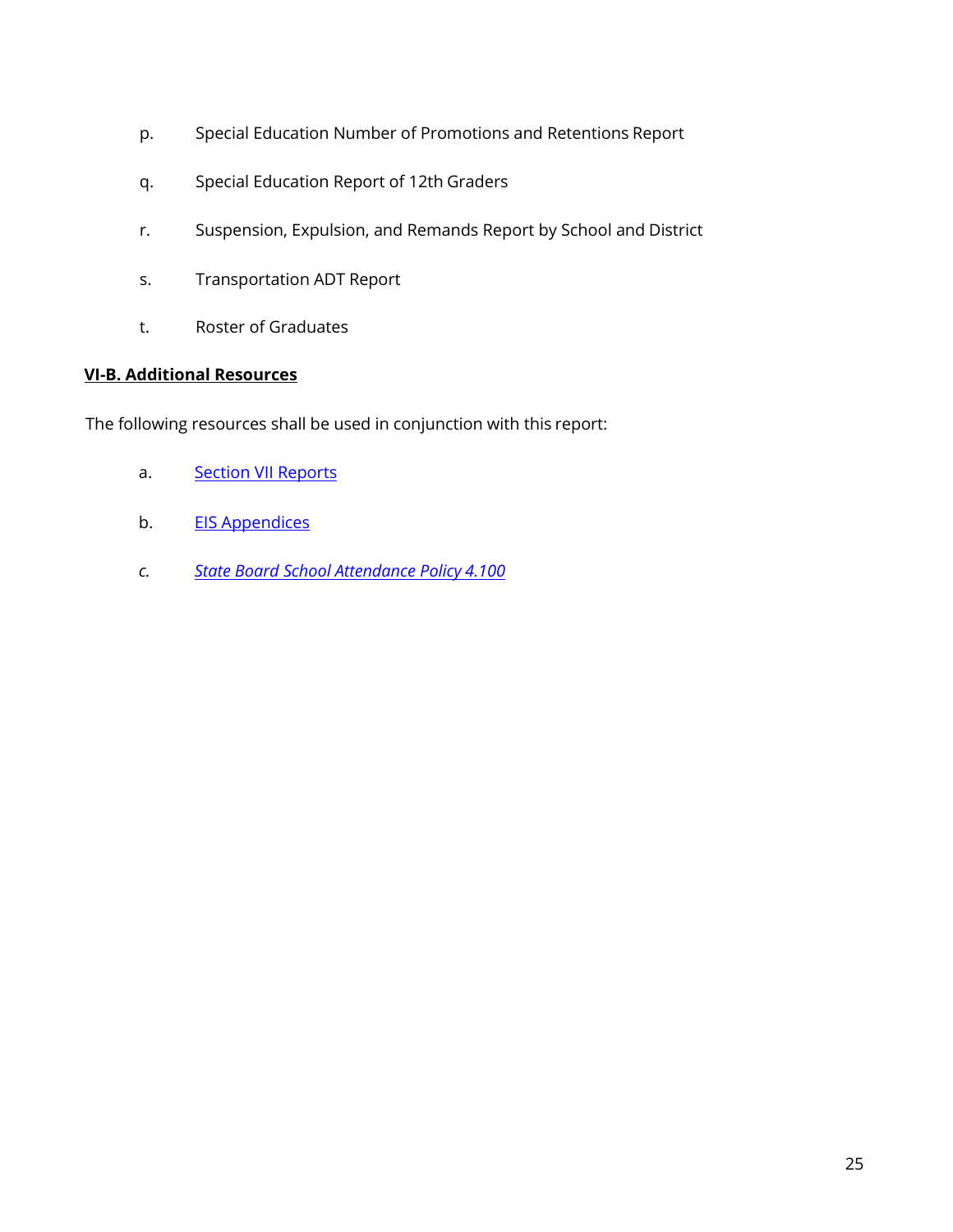p. Special Education Number of Promotions and Retentions Report

q. Special Education Report of 12th Graders

r. Suspension, Expulsion, and Remands Report by School and District

s. Transportation ADT Report

t. Roster of Graduates

**VI-B. Additional Resources**

The following resources shall be used in conjunction with this report:

a. Section VII Reports

b. EIS Appendices

*c. State Board School Attendance Policy 4.100*